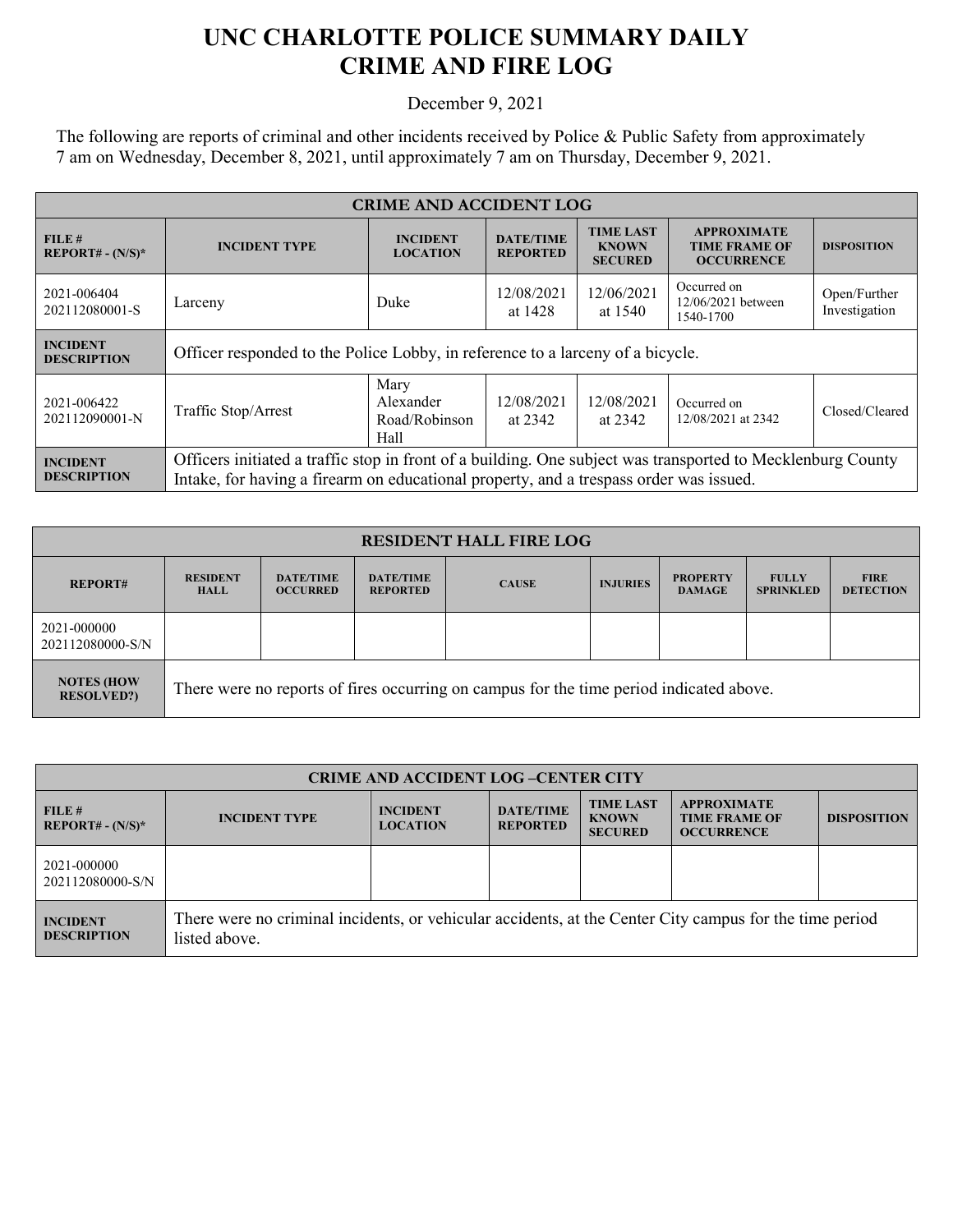# UNC CHARLOTTE POLICE SUMMARY DAILY CRIME AND FIRE LOG

December 9, 2021

The following are reports of criminal and other incidents received by Police & Public Safety from approximately 7 am on Wednesday, December 8, 2021, until approximately 7 am on Thursday, December 9, 2021.

| CRIME AND ACCIDENT LOG | | | | | | |
|---|---|---|---|---|---|---|
| FILE # REPORT# - (N/S)* | INCIDENT TYPE | INCIDENT LOCATION | DATE/TIME REPORTED | TIME LAST KNOWN SECURED | APPROXIMATE TIME FRAME OF OCCURRENCE | DISPOSITION |
| 2021-006404 202112080001-S | Larceny | Duke | 12/08/2021 at 1428 | 12/06/2021 at 1540 | Occurred on 12/06/2021 between 1540-1700 | Open/Further Investigation |
| INCIDENT DESCRIPTION | Officer responded to the Police Lobby, in reference to a larceny of a bicycle. | | | | | |
| 2021-006422 202112090001-N | Traffic Stop/Arrest | Mary Alexander Road/Robinson Hall | 12/08/2021 at 2342 | 12/08/2021 at 2342 | Occurred on 12/08/2021 at 2342 | Closed/Cleared |
| INCIDENT DESCRIPTION | Officers initiated a traffic stop in front of a building. One subject was transported to Mecklenburg County Intake, for having a firearm on educational property, and a trespass order was issued. | | | | | |

| RESIDENT HALL FIRE LOG | | | | | | | | |
|---|---|---|---|---|---|---|---|---|
| REPORT# | RESIDENT HALL | DATE/TIME OCCURRED | DATE/TIME REPORTED | CAUSE | INJURIES | PROPERTY DAMAGE | FULLY SPRINKLED | FIRE DETECTION |
| 2021-000000 202112080000-S/N | | | | | | | | |
| NOTES (HOW RESOLVED?) | There were no reports of fires occurring on campus for the time period indicated above. | | | | | | | |

| CRIME AND ACCIDENT LOG –CENTER CITY | | | | | | |
|---|---|---|---|---|---|---|
| FILE # REPORT# - (N/S)* | INCIDENT TYPE | INCIDENT LOCATION | DATE/TIME REPORTED | TIME LAST KNOWN SECURED | APPROXIMATE TIME FRAME OF OCCURRENCE | DISPOSITION |
| 2021-000000 202112080000-S/N | | | | | | |
| INCIDENT DESCRIPTION | There were no criminal incidents, or vehicular accidents, at the Center City campus for the time period listed above. | | | | | |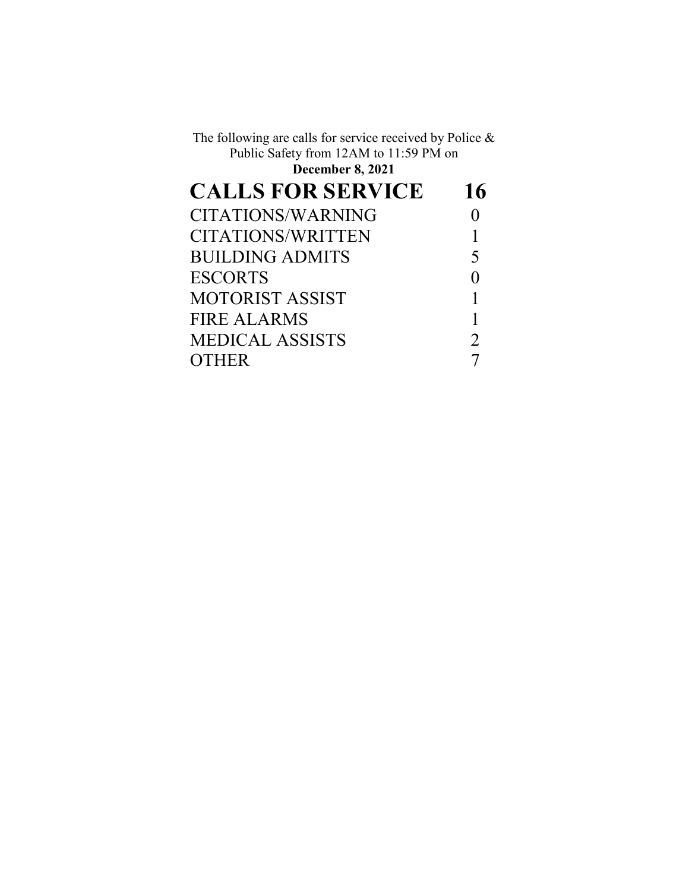The following are calls for service received by Police & Public Safety from 12AM to 11:59 PM on

**December 8, 2021**

| | |
|---|---|
| **CALLS FOR SERVICE** | **16** |
| CITATIONS/WARNING | 0 |
| CITATIONS/WRITTEN | 1 |
| BUILDING ADMITS | 5 |
| ESCORTS | 0 |
| MOTORIST ASSIST | 1 |
| FIRE ALARMS | 1 |
| MEDICAL ASSISTS | 2 |
| OTHER | 7 |